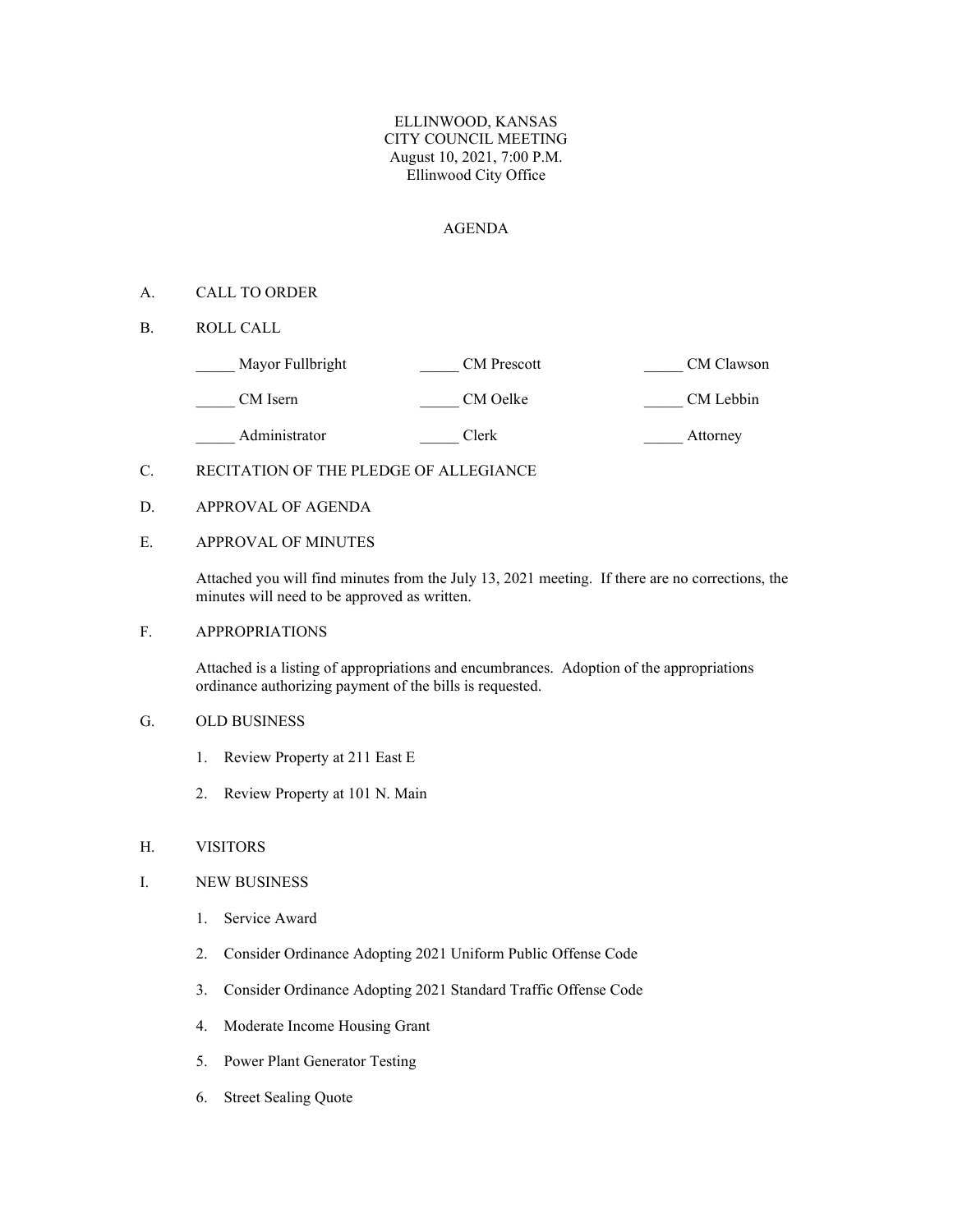ELLINWOOD, KANSAS
CITY COUNCIL MEETING
August 10, 2021, 7:00 P.M.
Ellinwood City Office

AGENDA

A. CALL TO ORDER

B. ROLL CALL

| | | |
|---|---|---|
| _____ Mayor Fullbright | _____ CM Prescott | _____ CM Clawson |
| _____ CM Isern | _____ CM Oelke | _____ CM Lebbin |
| _____ Administrator | _____ Clerk | _____ Attorney |

C. RECITATION OF THE PLEDGE OF ALLEGIANCE

D. APPROVAL OF AGENDA

E. APPROVAL OF MINUTES

Attached you will find minutes from the July 13, 2021 meeting. If there are no corrections, the minutes will need to be approved as written.

F. APPROPRIATIONS

Attached is a listing of appropriations and encumbrances. Adoption of the appropriations ordinance authorizing payment of the bills is requested.

G. OLD BUSINESS

1. Review Property at 211 East E
2. Review Property at 101 N. Main

H. VISITORS

I. NEW BUSINESS

1. Service Award
2. Consider Ordinance Adopting 2021 Uniform Public Offense Code
3. Consider Ordinance Adopting 2021 Standard Traffic Offense Code
4. Moderate Income Housing Grant
5. Power Plant Generator Testing
6. Street Sealing Quote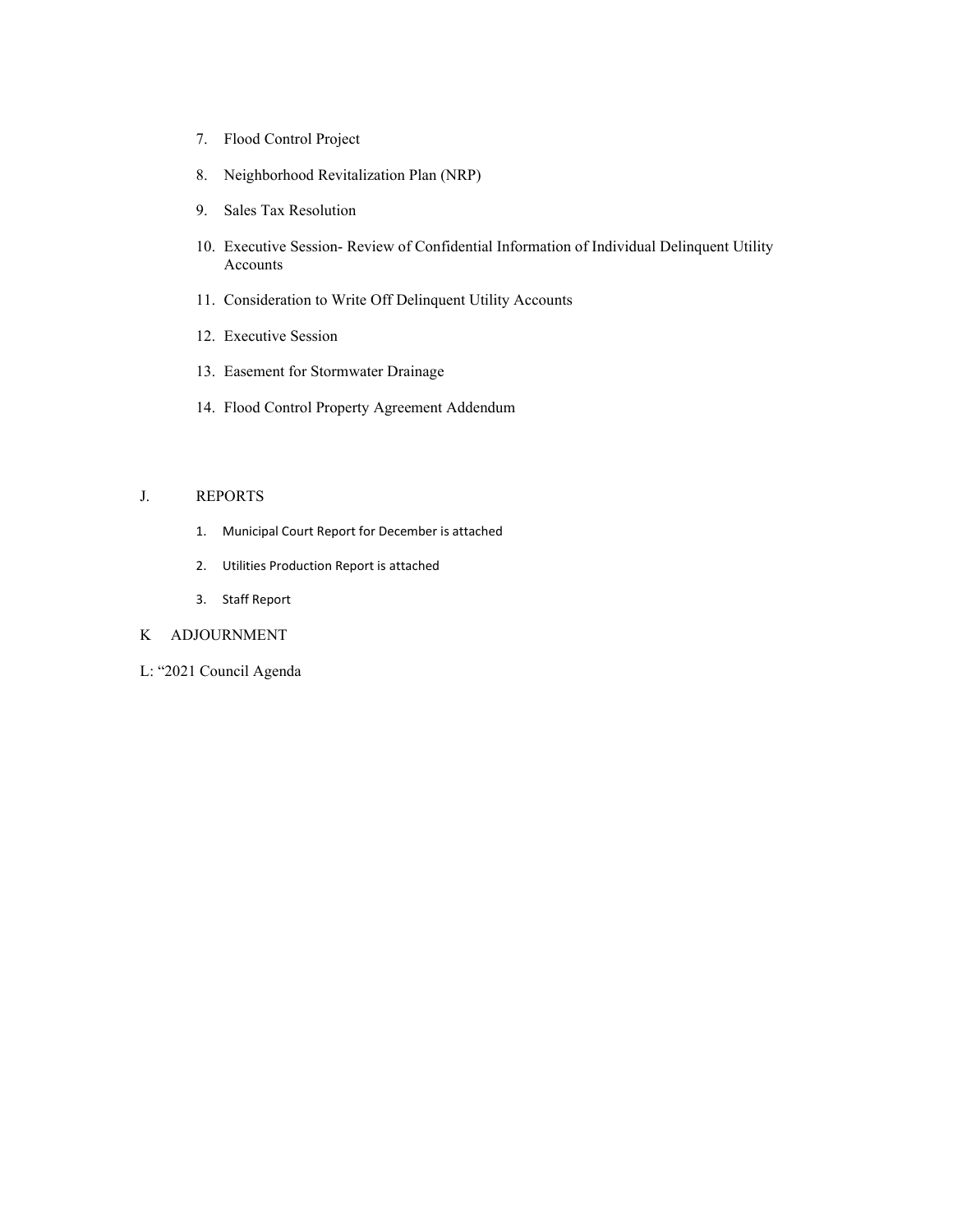7. Flood Control Project

8. Neighborhood Revitalization Plan (NRP)

9. Sales Tax Resolution

10. Executive Session- Review of Confidential Information of Individual Delinquent Utility Accounts

11. Consideration to Write Off Delinquent Utility Accounts

12. Executive Session

13. Easement for Stormwater Drainage

14. Flood Control Property Agreement Addendum

J. REPORTS

1. Municipal Court Report for December is attached
2. Utilities Production Report is attached
3. Staff Report

K ADJOURNMENT

L: "2021 Council Agenda